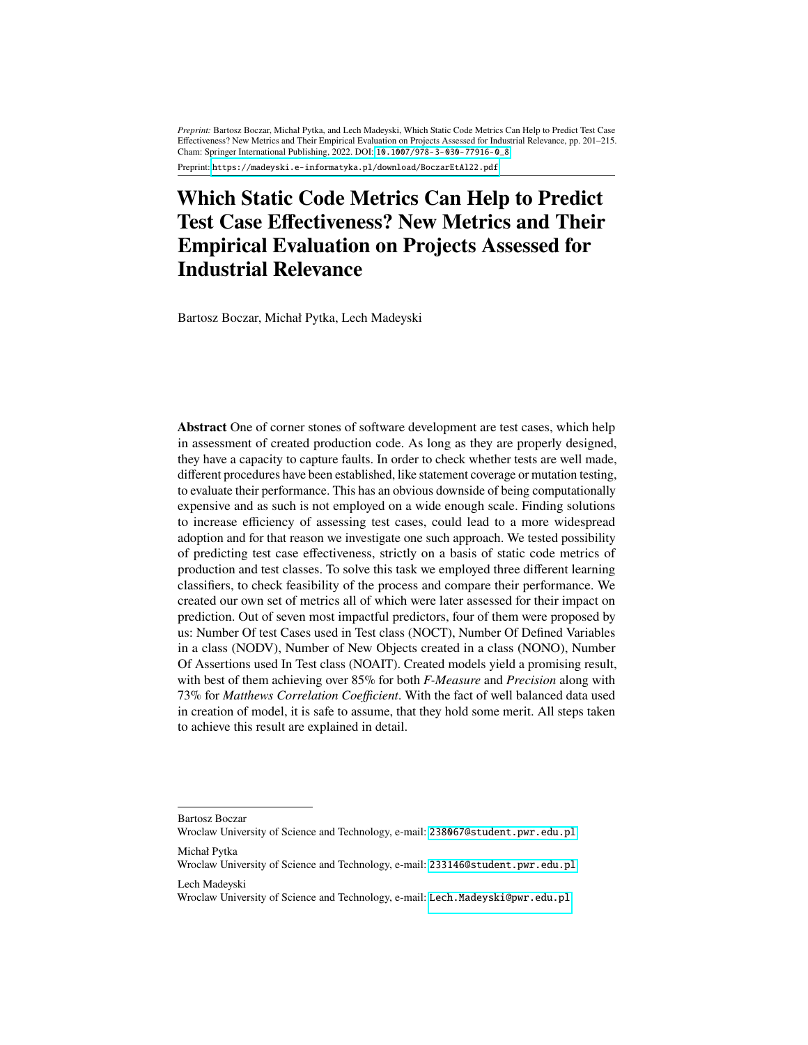*Preprint:* Bartosz Boczar, Michał Pytka, and Lech Madeyski, Which Static Code Metrics Can Help to Predict Test Case Effectiveness? New Metrics and Their Empirical Evaluation on Projects Assessed for Industrial Relevance, pp. 201–215. Cham: Springer International Publishing, 2022. DOI: 10.1007/978-3-030-77916-0_8

Preprint: https://madeyski.e-informatyka.pl/download/BoczarEtAl22.pdf

# Which Static Code Metrics Can Help to Predict Test Case Effectiveness? New Metrics and Their Empirical Evaluation on Projects Assessed for Industrial Relevance

Bartosz Boczar, Michał Pytka, Lech Madeyski

**Abstract** One of corner stones of software development are test cases, which help in assessment of created production code. As long as they are properly designed, they have a capacity to capture faults. In order to check whether tests are well made, different procedures have been established, like statement coverage or mutation testing, to evaluate their performance. This has an obvious downside of being computationally expensive and as such is not employed on a wide enough scale. Finding solutions to increase efficiency of assessing test cases, could lead to a more widespread adoption and for that reason we investigate one such approach. We tested possibility of predicting test case effectiveness, strictly on a basis of static code metrics of production and test classes. To solve this task we employed three different learning classifiers, to check feasibility of the process and compare their performance. We created our own set of metrics all of which were later assessed for their impact on prediction. Out of seven most impactful predictors, four of them were proposed by us: Number Of test Cases used in Test class (NOCT), Number Of Defined Variables in a class (NODV), Number of New Objects created in a class (NONO), Number Of Assertions used In Test class (NOAIT). Created models yield a promising result, with best of them achieving over 85% for both *F-Measure* and *Precision* along with 73% for *Matthews Correlation Coefficient*. With the fact of well balanced data used in creation of model, it is safe to assume, that they hold some merit. All steps taken to achieve this result are explained in detail.

---

Bartosz Boczar
Wroclaw University of Science and Technology, e-mail: 238067@student.pwr.edu.pl

Michał Pytka
Wroclaw University of Science and Technology, e-mail: 233146@student.pwr.edu.pl

Lech Madeyski
Wroclaw University of Science and Technology, e-mail: Lech.Madeyski@pwr.edu.pl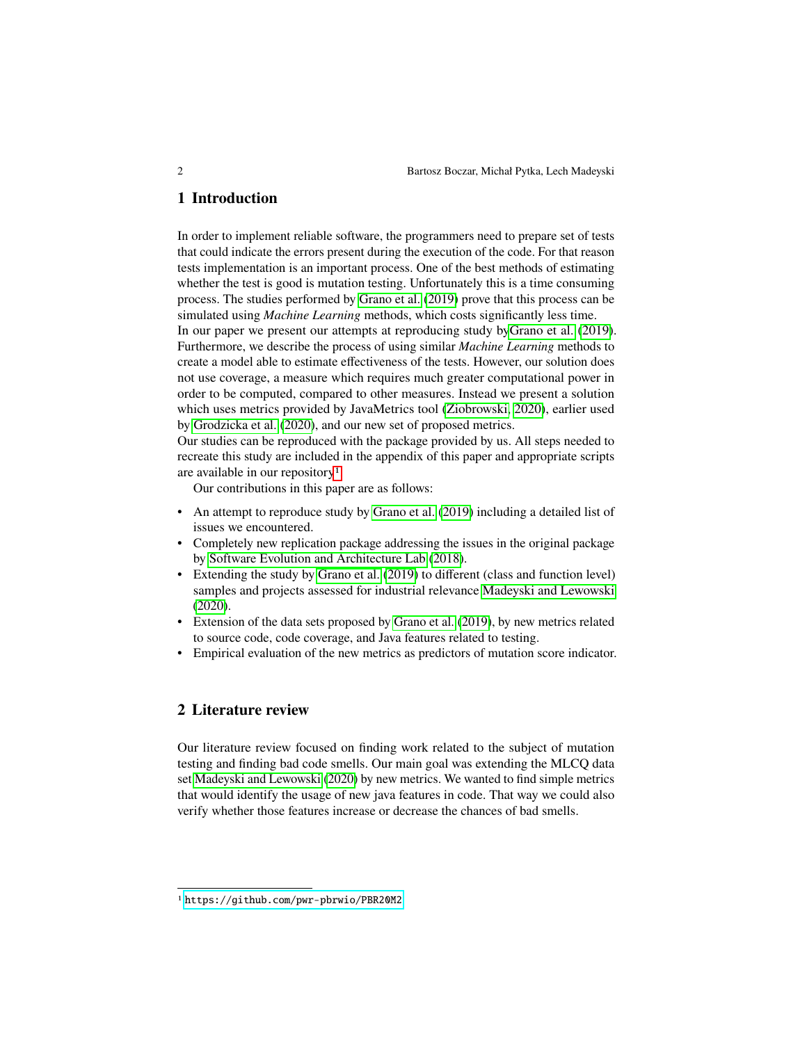## 1 Introduction

In order to implement reliable software, the programmers need to prepare set of tests that could indicate the errors present during the execution of the code. For that reason tests implementation is an important process. One of the best methods of estimating whether the test is good is mutation testing. Unfortunately this is a time consuming process. The studies performed by Grano et al. (2019) prove that this process can be simulated using *Machine Learning* methods, which costs significantly less time.
In our paper we present our attempts at reproducing study byGrano et al. (2019). Furthermore, we describe the process of using similar *Machine Learning* methods to create a model able to estimate effectiveness of the tests. However, our solution does not use coverage, a measure which requires much greater computational power in order to be computed, compared to other measures. Instead we present a solution which uses metrics provided by JavaMetrics tool (Ziobrowski, 2020), earlier used by Grodzicka et al. (2020), and our new set of proposed metrics.
Our studies can be reproduced with the package provided by us. All steps needed to recreate this study are included in the appendix of this paper and appropriate scripts are available in our repository[1].

Our contributions in this paper are as follows:

- An attempt to reproduce study by Grano et al. (2019) including a detailed list of issues we encountered.
- Completely new replication package addressing the issues in the original package by Software Evolution and Architecture Lab (2018).
- Extending the study by Grano et al. (2019) to different (class and function level) samples and projects assessed for industrial relevance Madeyski and Lewowski (2020).
- Extension of the data sets proposed by Grano et al. (2019), by new metrics related to source code, code coverage, and Java features related to testing.
- Empirical evaluation of the new metrics as predictors of mutation score indicator.

## 2 Literature review

Our literature review focused on finding work related to the subject of mutation testing and finding bad code smells. Our main goal was extending the MLCQ data set Madeyski and Lewowski (2020) by new metrics. We wanted to find simple metrics that would identify the usage of new java features in code. That way we could also verify whether those features increase or decrease the chances of bad smells.

---

[1] `https://github.com/pwr-pbrwio/PBR20M2`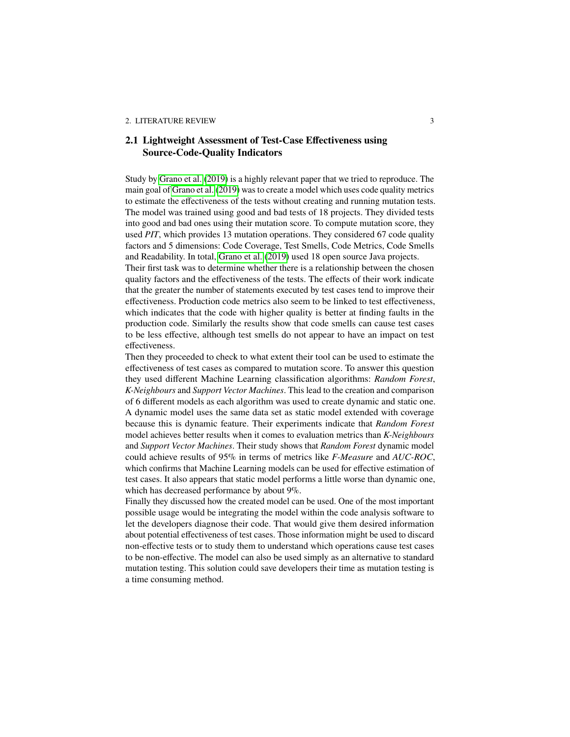## 2.1 Lightweight Assessment of Test-Case Effectiveness using Source-Code-Quality Indicators

Study by Grano et al. (2019) is a highly relevant paper that we tried to reproduce. The main goal of Grano et al. (2019) was to create a model which uses code quality metrics to estimate the effectiveness of the tests without creating and running mutation tests. The model was trained using good and bad tests of 18 projects. They divided tests into good and bad ones using their mutation score. To compute mutation score, they used *PIT*, which provides 13 mutation operations. They considered 67 code quality factors and 5 dimensions: Code Coverage, Test Smells, Code Metrics, Code Smells and Readability. In total, Grano et al. (2019) used 18 open source Java projects.

Their first task was to determine whether there is a relationship between the chosen quality factors and the effectiveness of the tests. The effects of their work indicate that the greater the number of statements executed by test cases tend to improve their effectiveness. Production code metrics also seem to be linked to test effectiveness, which indicates that the code with higher quality is better at finding faults in the production code. Similarly the results show that code smells can cause test cases to be less effective, although test smells do not appear to have an impact on test effectiveness.

Then they proceeded to check to what extent their tool can be used to estimate the effectiveness of test cases as compared to mutation score. To answer this question they used different Machine Learning classification algorithms: *Random Forest*, *K-Neighbours* and *Support Vector Machines*. This lead to the creation and comparison of 6 different models as each algorithm was used to create dynamic and static one. A dynamic model uses the same data set as static model extended with coverage because this is dynamic feature. Their experiments indicate that *Random Forest* model achieves better results when it comes to evaluation metrics than *K-Neighbours* and *Support Vector Machines*. Their study shows that *Random Forest* dynamic model could achieve results of 95% in terms of metrics like *F-Measure* and *AUC-ROC*, which confirms that Machine Learning models can be used for effective estimation of test cases. It also appears that static model performs a little worse than dynamic one, which has decreased performance by about 9%.

Finally they discussed how the created model can be used. One of the most important possible usage would be integrating the model within the code analysis software to let the developers diagnose their code. That would give them desired information about potential effectiveness of test cases. Those information might be used to discard non-effective tests or to study them to understand which operations cause test cases to be non-effective. The model can also be used simply as an alternative to standard mutation testing. This solution could save developers their time as mutation testing is a time consuming method.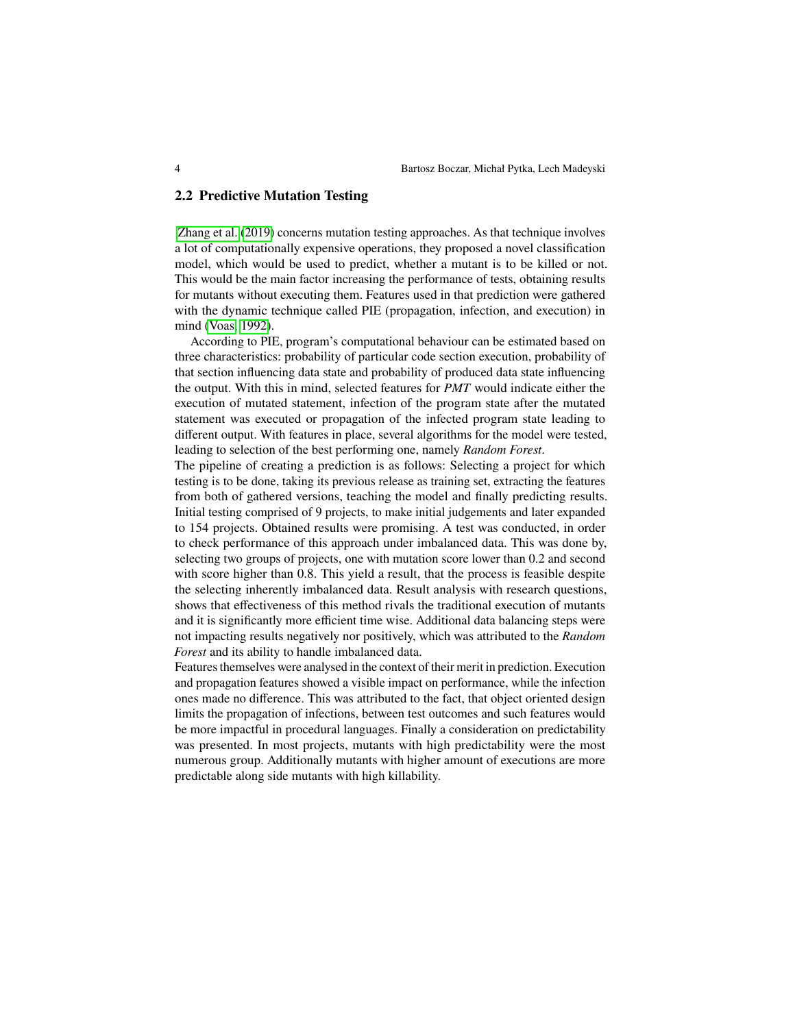## 2.2 Predictive Mutation Testing

Zhang et al. (2019) concerns mutation testing approaches. As that technique involves a lot of computationally expensive operations, they proposed a novel classification model, which would be used to predict, whether a mutant is to be killed or not. This would be the main factor increasing the performance of tests, obtaining results for mutants without executing them. Features used in that prediction were gathered with the dynamic technique called PIE (propagation, infection, and execution) in mind (Voas, 1992).

According to PIE, program's computational behaviour can be estimated based on three characteristics: probability of particular code section execution, probability of that section influencing data state and probability of produced data state influencing the output. With this in mind, selected features for *PMT* would indicate either the execution of mutated statement, infection of the program state after the mutated statement was executed or propagation of the infected program state leading to different output. With features in place, several algorithms for the model were tested, leading to selection of the best performing one, namely *Random Forest*.

The pipeline of creating a prediction is as follows: Selecting a project for which testing is to be done, taking its previous release as training set, extracting the features from both of gathered versions, teaching the model and finally predicting results. Initial testing comprised of 9 projects, to make initial judgements and later expanded to 154 projects. Obtained results were promising. A test was conducted, in order to check performance of this approach under imbalanced data. This was done by, selecting two groups of projects, one with mutation score lower than 0.2 and second with score higher than 0.8. This yield a result, that the process is feasible despite the selecting inherently imbalanced data. Result analysis with research questions, shows that effectiveness of this method rivals the traditional execution of mutants and it is significantly more efficient time wise. Additional data balancing steps were not impacting results negatively nor positively, which was attributed to the *Random Forest* and its ability to handle imbalanced data.

Features themselves were analysed in the context of their merit in prediction. Execution and propagation features showed a visible impact on performance, while the infection ones made no difference. This was attributed to the fact, that object oriented design limits the propagation of infections, between test outcomes and such features would be more impactful in procedural languages. Finally a consideration on predictability was presented. In most projects, mutants with high predictability were the most numerous group. Additionally mutants with higher amount of executions are more predictable along side mutants with high killability.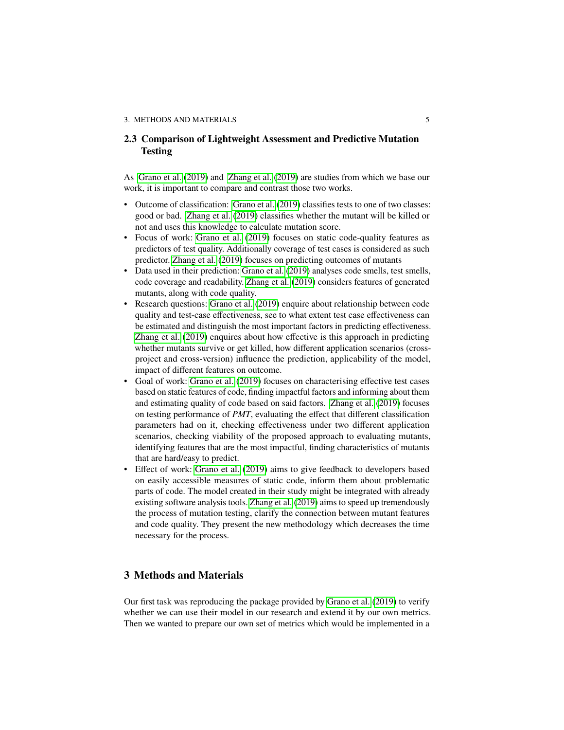## 2.3 Comparison of Lightweight Assessment and Predictive Mutation Testing

As Grano et al. (2019) and Zhang et al. (2019) are studies from which we base our work, it is important to compare and contrast those two works.

- Outcome of classification: Grano et al. (2019) classifies tests to one of two classes: good or bad. Zhang et al. (2019) classifies whether the mutant will be killed or not and uses this knowledge to calculate mutation score.
- Focus of work: Grano et al. (2019) focuses on static code-quality features as predictors of test quality. Additionally coverage of test cases is considered as such predictor. Zhang et al. (2019) focuses on predicting outcomes of mutants
- Data used in their prediction: Grano et al. (2019) analyses code smells, test smells, code coverage and readability. Zhang et al. (2019) considers features of generated mutants, along with code quality.
- Research questions: Grano et al. (2019) enquire about relationship between code quality and test-case effectiveness, see to what extent test case effectiveness can be estimated and distinguish the most important factors in predicting effectiveness. Zhang et al. (2019) enquires about how effective is this approach in predicting whether mutants survive or get killed, how different application scenarios (cross-project and cross-version) influence the prediction, applicability of the model, impact of different features on outcome.
- Goal of work: Grano et al. (2019) focuses on characterising effective test cases based on static features of code, finding impactful factors and informing about them and estimating quality of code based on said factors. Zhang et al. (2019) focuses on testing performance of *PMT*, evaluating the effect that different classification parameters had on it, checking effectiveness under two different application scenarios, checking viability of the proposed approach to evaluating mutants, identifying features that are the most impactful, finding characteristics of mutants that are hard/easy to predict.
- Effect of work: Grano et al. (2019) aims to give feedback to developers based on easily accessible measures of static code, inform them about problematic parts of code. The model created in their study might be integrated with already existing software analysis tools. Zhang et al. (2019) aims to speed up tremendously the process of mutation testing, clarify the connection between mutant features and code quality. They present the new methodology which decreases the time necessary for the process.

# 3 Methods and Materials

Our first task was reproducing the package provided by Grano et al. (2019) to verify whether we can use their model in our research and extend it by our own metrics. Then we wanted to prepare our own set of metrics which would be implemented in a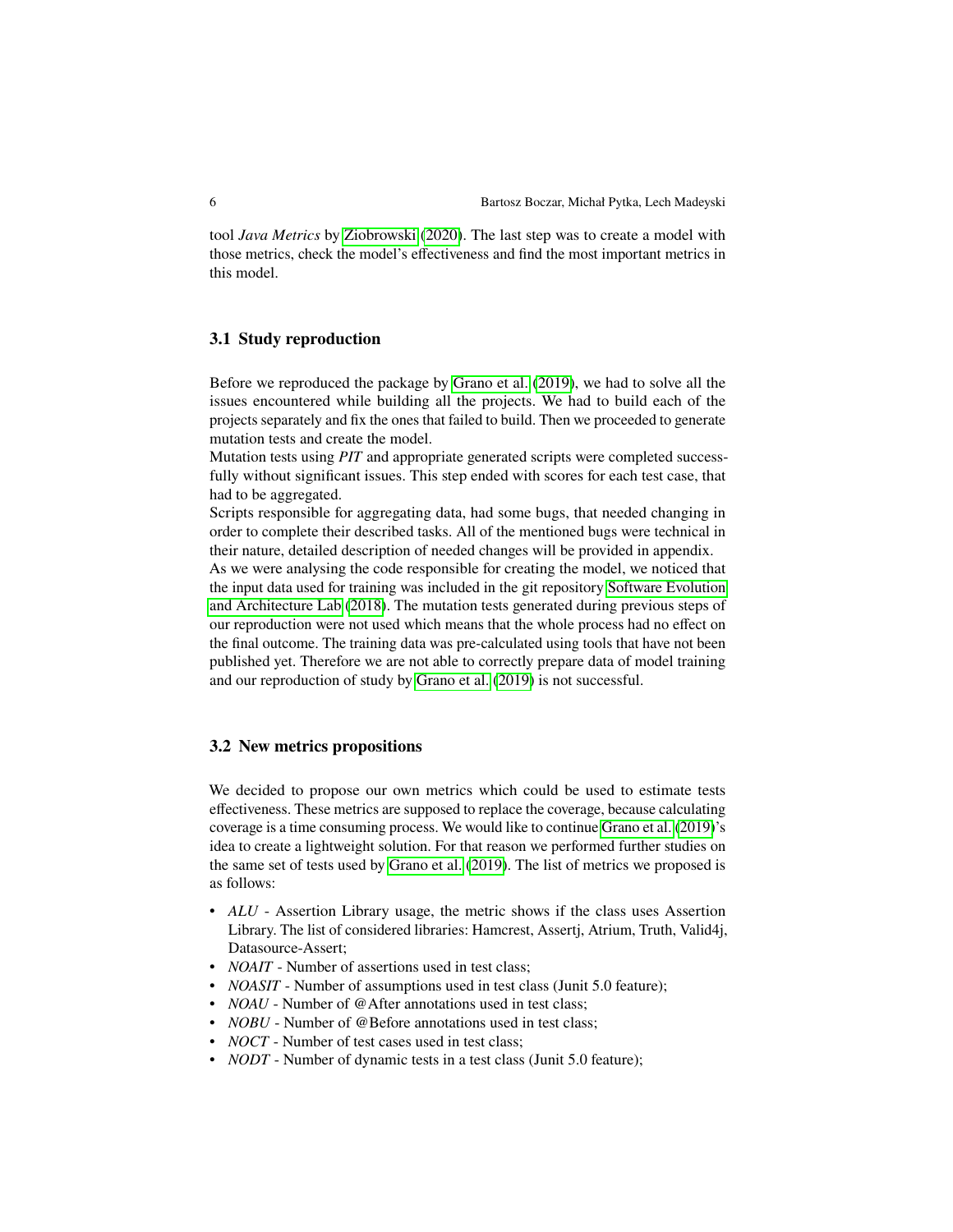tool *Java Metrics* by Ziobrowski (2020). The last step was to create a model with those metrics, check the model's effectiveness and find the most important metrics in this model.

### 3.1 Study reproduction

Before we reproduced the package by Grano et al. (2019), we had to solve all the issues encountered while building all the projects. We had to build each of the projects separately and fix the ones that failed to build. Then we proceeded to generate mutation tests and create the model.
Mutation tests using *PIT* and appropriate generated scripts were completed successfully without significant issues. This step ended with scores for each test case, that had to be aggregated.
Scripts responsible for aggregating data, had some bugs, that needed changing in order to complete their described tasks. All of the mentioned bugs were technical in their nature, detailed description of needed changes will be provided in appendix.
As we were analysing the code responsible for creating the model, we noticed that the input data used for training was included in the git repository Software Evolution and Architecture Lab (2018). The mutation tests generated during previous steps of our reproduction were not used which means that the whole process had no effect on the final outcome. The training data was pre-calculated using tools that have not been published yet. Therefore we are not able to correctly prepare data of model training and our reproduction of study by Grano et al. (2019) is not successful.

### 3.2 New metrics propositions

We decided to propose our own metrics which could be used to estimate tests effectiveness. These metrics are supposed to replace the coverage, because calculating coverage is a time consuming process. We would like to continue Grano et al. (2019)'s idea to create a lightweight solution. For that reason we performed further studies on the same set of tests used by Grano et al. (2019). The list of metrics we proposed is as follows:

- *ALU* - Assertion Library usage, the metric shows if the class uses Assertion Library. The list of considered libraries: Hamcrest, Assertj, Atrium, Truth, Valid4j, Datasource-Assert;
- *NOAIT* - Number of assertions used in test class;
- *NOASIT* - Number of assumptions used in test class (Junit 5.0 feature);
- *NOAU* - Number of @After annotations used in test class;
- *NOBU* - Number of @Before annotations used in test class;
- *NOCT* - Number of test cases used in test class;
- *NODT* - Number of dynamic tests in a test class (Junit 5.0 feature);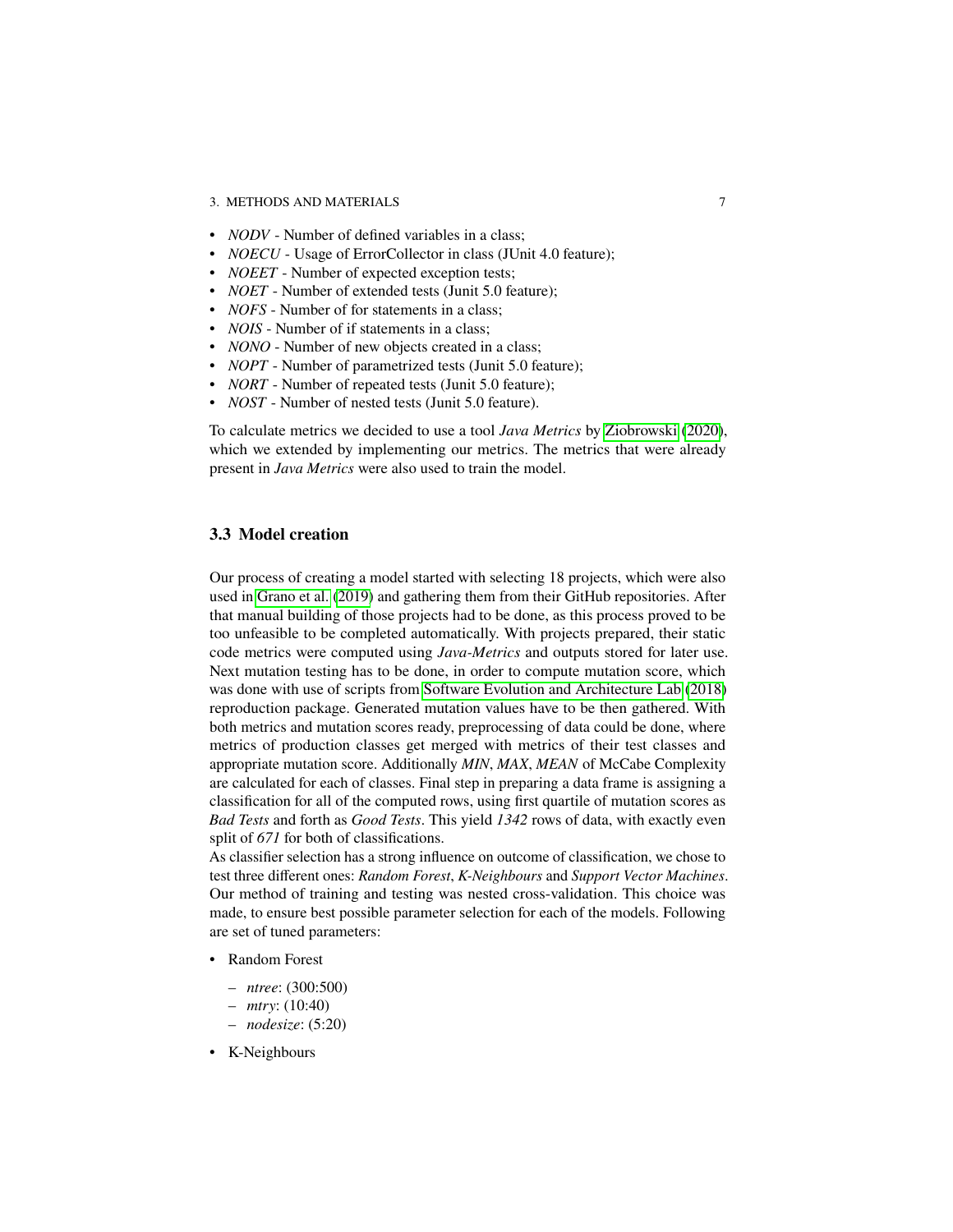- *NODV* - Number of defined variables in a class;
- *NOECU* - Usage of ErrorCollector in class (JUnit 4.0 feature);
- *NOEET* - Number of expected exception tests;
- *NOET* - Number of extended tests (Junit 5.0 feature);
- *NOFS* - Number of for statements in a class;
- *NOIS* - Number of if statements in a class;
- *NONO* - Number of new objects created in a class;
- *NOPT* - Number of parametrized tests (Junit 5.0 feature);
- *NORT* - Number of repeated tests (Junit 5.0 feature);
- *NOST* - Number of nested tests (Junit 5.0 feature).

To calculate metrics we decided to use a tool *Java Metrics* by Ziobrowski (2020), which we extended by implementing our metrics. The metrics that were already present in *Java Metrics* were also used to train the model.

## 3.3 Model creation

Our process of creating a model started with selecting 18 projects, which were also used in Grano et al. (2019) and gathering them from their GitHub repositories. After that manual building of those projects had to be done, as this process proved to be too unfeasible to be completed automatically. With projects prepared, their static code metrics were computed using *Java-Metrics* and outputs stored for later use. Next mutation testing has to be done, in order to compute mutation score, which was done with use of scripts from Software Evolution and Architecture Lab (2018) reproduction package. Generated mutation values have to be then gathered. With both metrics and mutation scores ready, preprocessing of data could be done, where metrics of production classes get merged with metrics of their test classes and appropriate mutation score. Additionally *MIN*, *MAX*, *MEAN* of McCabe Complexity are calculated for each of classes. Final step in preparing a data frame is assigning a classification for all of the computed rows, using first quartile of mutation scores as *Bad Tests* and forth as *Good Tests*. This yield *1342* rows of data, with exactly even split of *671* for both of classifications.
As classifier selection has a strong influence on outcome of classification, we chose to test three different ones: *Random Forest*, *K-Neighbours* and *Support Vector Machines*. Our method of training and testing was nested cross-validation. This choice was made, to ensure best possible parameter selection for each of the models. Following are set of tuned parameters:

- Random Forest
  - *ntree*: (300:500)
  - *mtry*: (10:40)
  - *nodesize*: (5:20)
- K-Neighbours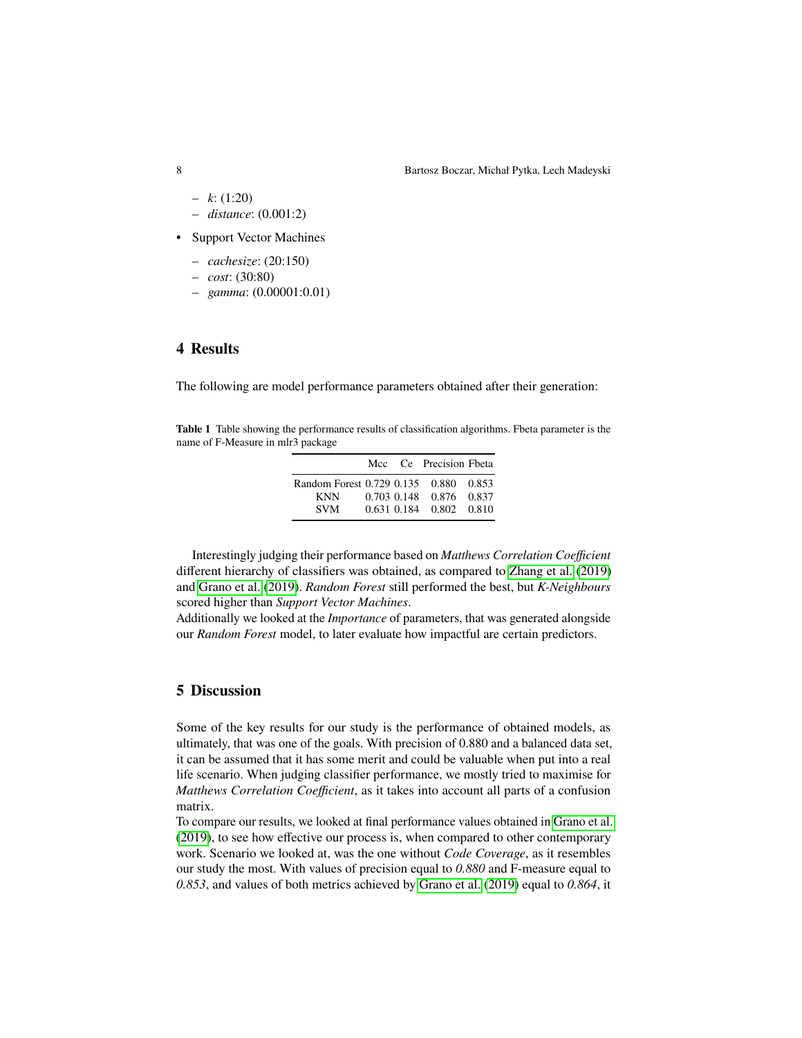- *k*: (1:20)
  - *distance*: (0.001:2)
- Support Vector Machines
  - *cachesize*: (20:150)
  - *cost*: (30:80)
  - *gamma*: (0.00001:0.01)

## 4 Results

The following are model performance parameters obtained after their generation:

**Table 1** Table showing the performance results of classification algorithms. Fbeta parameter is the name of F-Measure in mlr3 package

| | Mcc | Ce | Precision | Fbeta |
|---|---|---|---|---|
| Random Forest | 0.729 | 0.135 | 0.880 | 0.853 |
| KNN | 0.703 | 0.148 | 0.876 | 0.837 |
| SVM | 0.631 | 0.184 | 0.802 | 0.810 |

Interestingly judging their performance based on *Matthews Correlation Coefficient* different hierarchy of classifiers was obtained, as compared to Zhang et al. (2019) and Grano et al. (2019). *Random Forest* still performed the best, but *K-Neighbours* scored higher than *Support Vector Machines*.
Additionally we looked at the *Importance* of parameters, that was generated alongside our *Random Forest* model, to later evaluate how impactful are certain predictors.

## 5 Discussion

Some of the key results for our study is the performance of obtained models, as ultimately, that was one of the goals. With precision of 0.880 and a balanced data set, it can be assumed that it has some merit and could be valuable when put into a real life scenario. When judging classifier performance, we mostly tried to maximise for *Matthews Correlation Coefficient*, as it takes into account all parts of a confusion matrix.
To compare our results, we looked at final performance values obtained in Grano et al. (2019), to see how effective our process is, when compared to other contemporary work. Scenario we looked at, was the one without *Code Coverage*, as it resembles our study the most. With values of precision equal to *0.880* and F-measure equal to *0.853*, and values of both metrics achieved by Grano et al. (2019) equal to *0.864*, it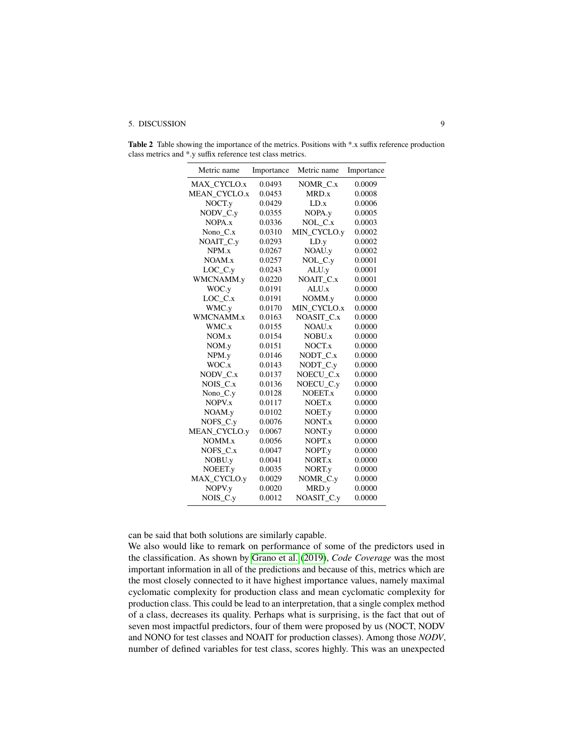**Table 2** Table showing the importance of the metrics. Positions with *.x suffix reference production class metrics and *.y suffix reference test class metrics.

| Metric name | Importance | Metric name | Importance |
|---|---|---|---|
| MAX_CYCLO.x | 0.0493 | NOMR_C.x | 0.0009 |
| MEAN_CYCLO.x | 0.0453 | MRD.x | 0.0008 |
| NOCT.y | 0.0429 | LD.x | 0.0006 |
| NODV_C.y | 0.0355 | NOPA.y | 0.0005 |
| NOPA.x | 0.0336 | NOL_C.x | 0.0003 |
| Nono_C.x | 0.0310 | MIN_CYCLO.y | 0.0002 |
| NOAIT_C.y | 0.0293 | LD.y | 0.0002 |
| NPM.x | 0.0267 | NOAU.y | 0.0002 |
| NOAM.x | 0.0257 | NOL_C.y | 0.0001 |
| LOC_C.y | 0.0243 | ALU.y | 0.0001 |
| WMCNAMM.y | 0.0220 | NOAIT_C.x | 0.0001 |
| WOC.y | 0.0191 | ALU.x | 0.0000 |
| LOC_C.x | 0.0191 | NOMM.y | 0.0000 |
| WMC.y | 0.0170 | MIN_CYCLO.x | 0.0000 |
| WMCNAMM.x | 0.0163 | NOASIT_C.x | 0.0000 |
| WMC.x | 0.0155 | NOAU.x | 0.0000 |
| NOM.x | 0.0154 | NOBU.x | 0.0000 |
| NOM.y | 0.0151 | NOCT.x | 0.0000 |
| NPM.y | 0.0146 | NODT_C.x | 0.0000 |
| WOC.x | 0.0143 | NODT_C.y | 0.0000 |
| NODV_C.x | 0.0137 | NOECU_C.x | 0.0000 |
| NOIS_C.x | 0.0136 | NOECU_C.y | 0.0000 |
| Nono_C.y | 0.0128 | NOEET.x | 0.0000 |
| NOPV.x | 0.0117 | NOET.x | 0.0000 |
| NOAM.y | 0.0102 | NOET.y | 0.0000 |
| NOFS_C.y | 0.0076 | NONT.x | 0.0000 |
| MEAN_CYCLO.y | 0.0067 | NONT.y | 0.0000 |
| NOMM.x | 0.0056 | NOPT.x | 0.0000 |
| NOFS_C.x | 0.0047 | NOPT.y | 0.0000 |
| NOBU.y | 0.0041 | NORT.x | 0.0000 |
| NOEET.y | 0.0035 | NORT.y | 0.0000 |
| MAX_CYCLO.y | 0.0029 | NOMR_C.y | 0.0000 |
| NOPV.y | 0.0020 | MRD.y | 0.0000 |
| NOIS_C.y | 0.0012 | NOASIT_C.y | 0.0000 |

can be said that both solutions are similarly capable.

We also would like to remark on performance of some of the predictors used in the classification. As shown by Grano et al. (2019), *Code Coverage* was the most important information in all of the predictions and because of this, metrics which are the most closely connected to it have highest importance values, namely maximal cyclomatic complexity for production class and mean cyclomatic complexity for production class. This could be lead to an interpretation, that a single complex method of a class, decreases its quality. Perhaps what is surprising, is the fact that out of seven most impactful predictors, four of them were proposed by us (NOCT, NODV and NONO for test classes and NOAIT for production classes). Among those *NODV*, number of defined variables for test class, scores highly. This was an unexpected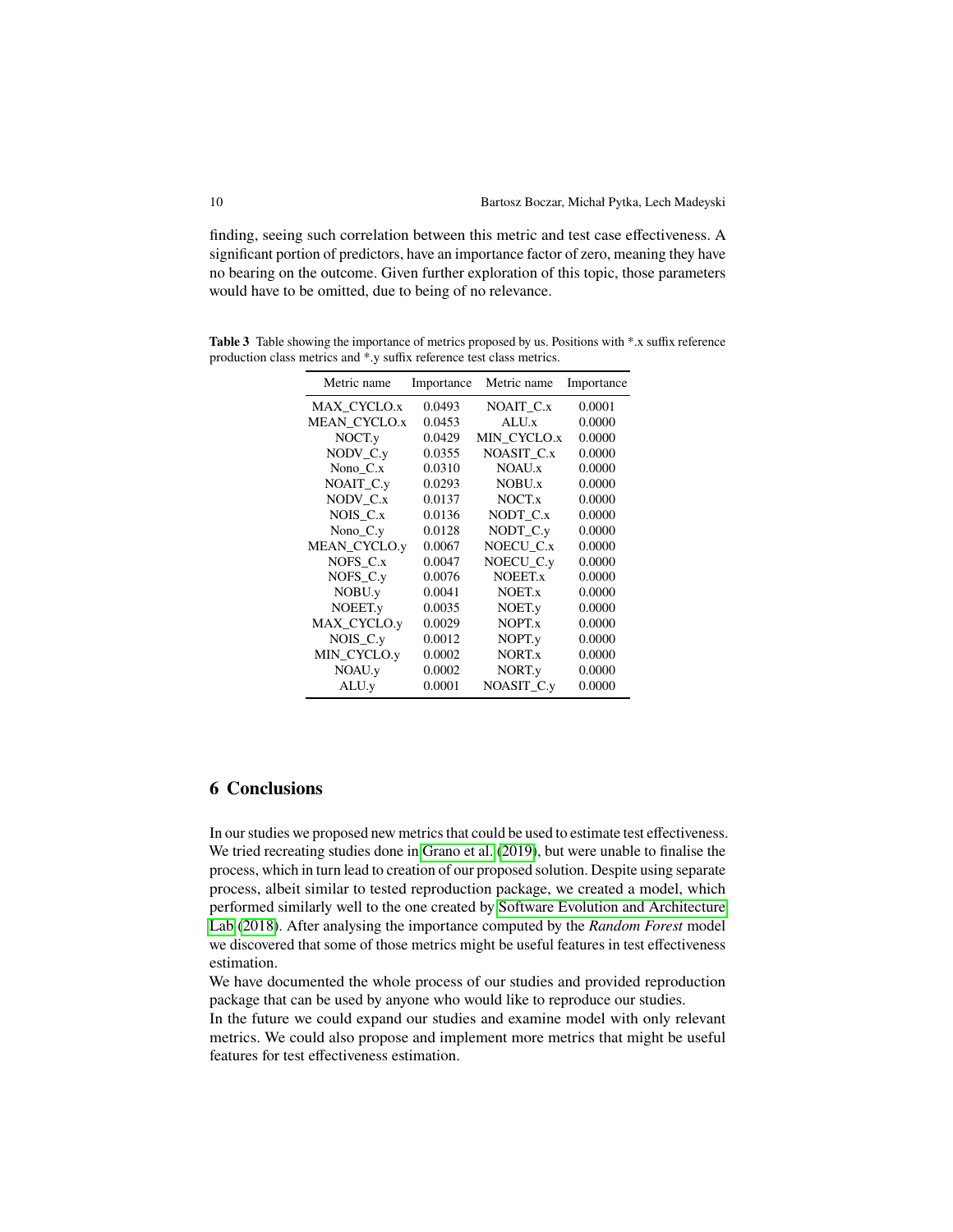finding, seeing such correlation between this metric and test case effectiveness. A significant portion of predictors, have an importance factor of zero, meaning they have no bearing on the outcome. Given further exploration of this topic, those parameters would have to be omitted, due to being of no relevance.

**Table 3** Table showing the importance of metrics proposed by us. Positions with *.x suffix reference production class metrics and *.y suffix reference test class metrics.

| Metric name | Importance | Metric name | Importance |
|---|---|---|---|
| MAX_CYCLO.x | 0.0493 | NOAIT_C.x | 0.0001 |
| MEAN_CYCLO.x | 0.0453 | ALU.x | 0.0000 |
| NOCT.y | 0.0429 | MIN_CYCLO.x | 0.0000 |
| NODV_C.y | 0.0355 | NOASIT_C.x | 0.0000 |
| Nono_C.x | 0.0310 | NOAU.x | 0.0000 |
| NOAIT_C.y | 0.0293 | NOBU.x | 0.0000 |
| NODV_C.x | 0.0137 | NOCT.x | 0.0000 |
| NOIS_C.x | 0.0136 | NODT_C.x | 0.0000 |
| Nono_C.y | 0.0128 | NODT_C.y | 0.0000 |
| MEAN_CYCLO.y | 0.0067 | NOECU_C.x | 0.0000 |
| NOFS_C.x | 0.0047 | NOECU_C.y | 0.0000 |
| NOFS_C.y | 0.0076 | NOEET.x | 0.0000 |
| NOBU.y | 0.0041 | NOET.x | 0.0000 |
| NOEET.y | 0.0035 | NOET.y | 0.0000 |
| MAX_CYCLO.y | 0.0029 | NOPT.x | 0.0000 |
| NOIS_C.y | 0.0012 | NOPT.y | 0.0000 |
| MIN_CYCLO.y | 0.0002 | NORT.x | 0.0000 |
| NOAU.y | 0.0002 | NORT.y | 0.0000 |
| ALU.y | 0.0001 | NOASIT_C.y | 0.0000 |

## 6 Conclusions

In our studies we proposed new metrics that could be used to estimate test effectiveness. We tried recreating studies done in Grano et al. (2019), but were unable to finalise the process, which in turn lead to creation of our proposed solution. Despite using separate process, albeit similar to tested reproduction package, we created a model, which performed similarly well to the one created by Software Evolution and Architecture Lab (2018). After analysing the importance computed by the *Random Forest* model we discovered that some of those metrics might be useful features in test effectiveness estimation.

We have documented the whole process of our studies and provided reproduction package that can be used by anyone who would like to reproduce our studies.

In the future we could expand our studies and examine model with only relevant metrics. We could also propose and implement more metrics that might be useful features for test effectiveness estimation.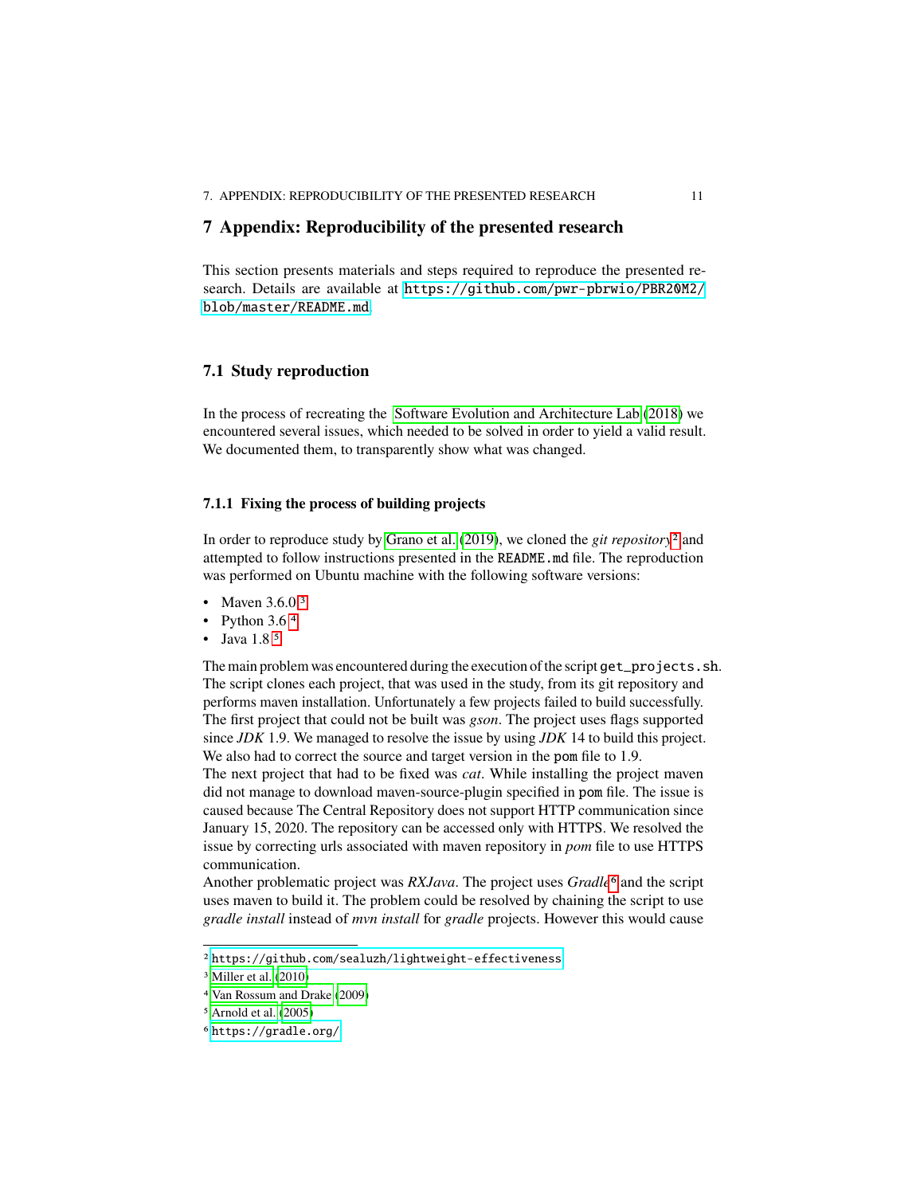## 7 Appendix: Reproducibility of the presented research

This section presents materials and steps required to reproduce the presented research. Details are available at https://github.com/pwr-pbrwio/PBR20M2/blob/master/README.md.

### 7.1 Study reproduction

In the process of recreating the Software Evolution and Architecture Lab (2018) we encountered several issues, which needed to be solved in order to yield a valid result. We documented them, to transparently show what was changed.

#### 7.1.1 Fixing the process of building projects

In order to reproduce study by Grano et al. (2019), we cloned the *git repository*[2] and attempted to follow instructions presented in the `README.md` file. The reproduction was performed on Ubuntu machine with the following software versions:

- Maven 3.6.0 [3]
- Python 3.6 [4]
- Java 1.8 [5]

The main problem was encountered during the execution of the script `get_projects.sh`. The script clones each project, that was used in the study, from its git repository and performs maven installation. Unfortunately a few projects failed to build successfully. The first project that could not be built was *gson*. The project uses flags supported since *JDK* 1.9. We managed to resolve the issue by using *JDK* 14 to build this project. We also had to correct the source and target version in the `pom` file to 1.9.
The next project that had to be fixed was *cat*. While installing the project maven did not manage to download maven-source-plugin specified in `pom` file. The issue is caused because The Central Repository does not support HTTP communication since January 15, 2020. The repository can be accessed only with HTTPS. We resolved the issue by correcting urls associated with maven repository in *pom* file to use HTTPS communication.
Another problematic project was *RXJava*. The project uses *Gradle*[6] and the script uses maven to build it. The problem could be resolved by chaining the script to use *gradle install* instead of *mvn install* for *gradle* projects. However this would cause

---

[2] https://github.com/sealuzh/lightweight-effectiveness

[3] Miller et al. (2010)

[4] Van Rossum and Drake (2009)

[5] Arnold et al. (2005)

[6] https://gradle.org/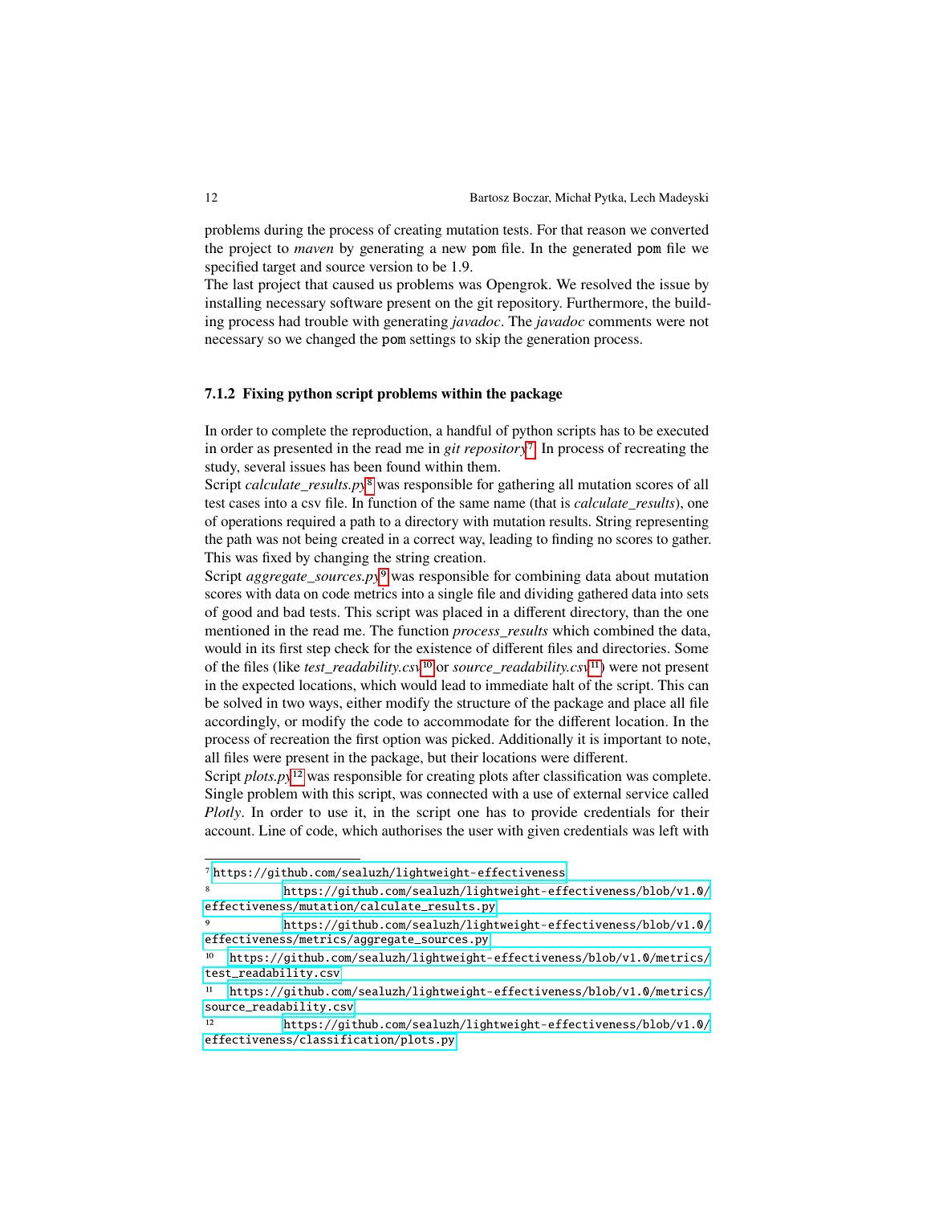problems during the process of creating mutation tests. For that reason we converted the project to *maven* by generating a new pom file. In the generated pom file we specified target and source version to be 1.9.

The last project that caused us problems was Opengrok. We resolved the issue by installing necessary software present on the git repository. Furthermore, the building process had trouble with generating *javadoc*. The *javadoc* comments were not necessary so we changed the pom settings to skip the generation process.

### 7.1.2 Fixing python script problems within the package

In order to complete the reproduction, a handful of python scripts has to be executed in order as presented in the read me in *git repository*[7]. In process of recreating the study, several issues has been found within them.

Script *calculate_results.py*[8] was responsible for gathering all mutation scores of all test cases into a csv file. In function of the same name (that is *calculate_results*), one of operations required a path to a directory with mutation results. String representing the path was not being created in a correct way, leading to finding no scores to gather. This was fixed by changing the string creation.

Script *aggregate_sources.py*[9] was responsible for combining data about mutation scores with data on code metrics into a single file and dividing gathered data into sets of good and bad tests. This script was placed in a different directory, than the one mentioned in the read me. The function *process_results* which combined the data, would in its first step check for the existence of different files and directories. Some of the files (like *test_readability.csv*[10] or *source_readability.csv*[11]) were not present in the expected locations, which would lead to immediate halt of the script. This can be solved in two ways, either modify the structure of the package and place all file accordingly, or modify the code to accommodate for the different location. In the process of recreation the first option was picked. Additionally it is important to note, all files were present in the package, but their locations were different.

Script *plots.py*[12] was responsible for creating plots after classification was complete. Single problem with this script, was connected with a use of external service called *Plotly*. In order to use it, in the script one has to provide credentials for their account. Line of code, which authorises the user with given credentials was left with

---

[7] https://github.com/sealuzh/lightweight-effectiveness

[8] https://github.com/sealuzh/lightweight-effectiveness/blob/v1.0/effectiveness/mutation/calculate_results.py

[9] https://github.com/sealuzh/lightweight-effectiveness/blob/v1.0/effectiveness/metrics/aggregate_sources.py

[10] https://github.com/sealuzh/lightweight-effectiveness/blob/v1.0/metrics/test_readability.csv

[11] https://github.com/sealuzh/lightweight-effectiveness/blob/v1.0/metrics/source_readability.csv

[12] https://github.com/sealuzh/lightweight-effectiveness/blob/v1.0/effectiveness/classification/plots.py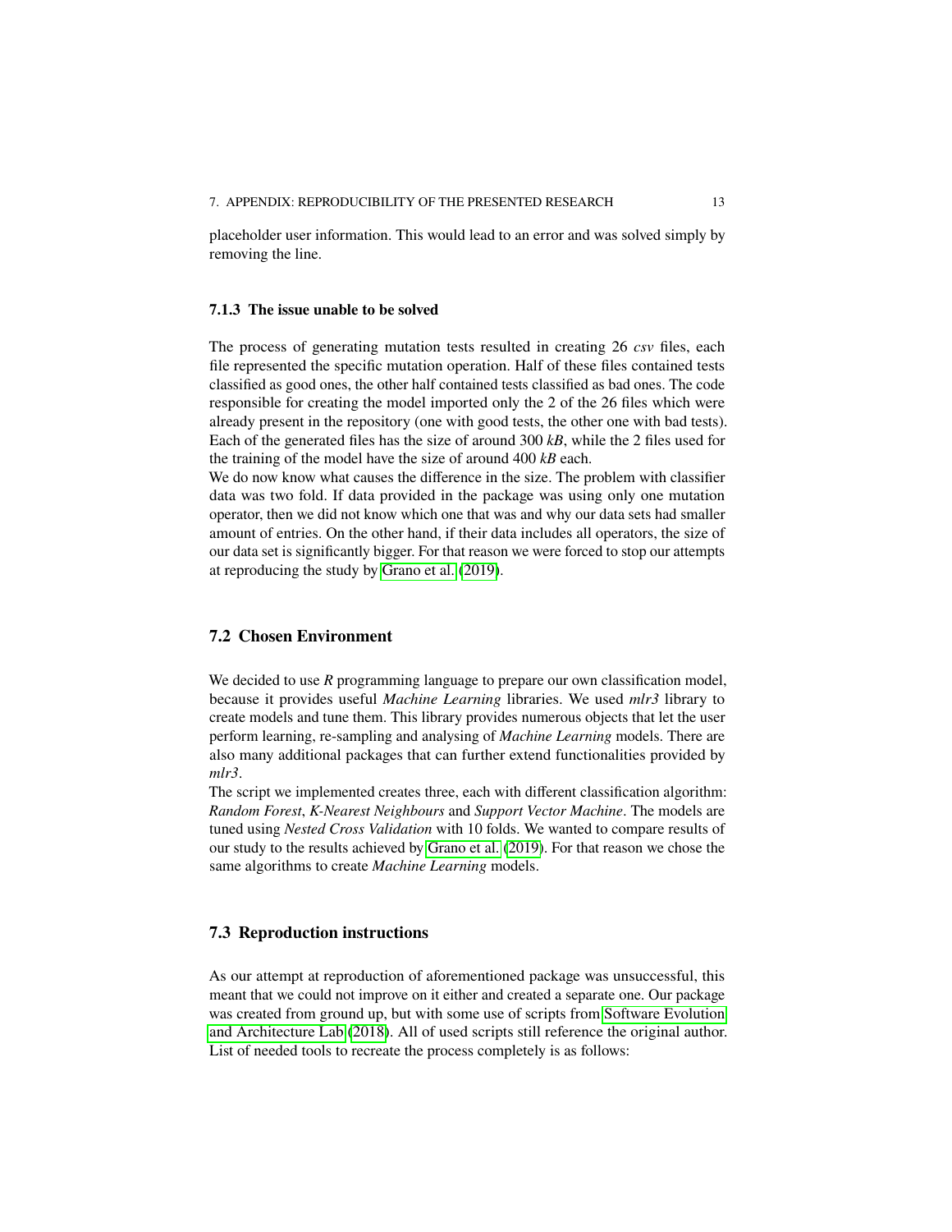placeholder user information. This would lead to an error and was solved simply by removing the line.

### 7.1.3 The issue unable to be solved

The process of generating mutation tests resulted in creating 26 *csv* files, each file represented the specific mutation operation. Half of these files contained tests classified as good ones, the other half contained tests classified as bad ones. The code responsible for creating the model imported only the 2 of the 26 files which were already present in the repository (one with good tests, the other one with bad tests). Each of the generated files has the size of around 300 *kB*, while the 2 files used for the training of the model have the size of around 400 *kB* each.
We do now know what causes the difference in the size. The problem with classifier data was two fold. If data provided in the package was using only one mutation operator, then we did not know which one that was and why our data sets had smaller amount of entries. On the other hand, if their data includes all operators, the size of our data set is significantly bigger. For that reason we were forced to stop our attempts at reproducing the study by Grano et al. (2019).

## 7.2 Chosen Environment

We decided to use *R* programming language to prepare our own classification model, because it provides useful *Machine Learning* libraries. We used *mlr3* library to create models and tune them. This library provides numerous objects that let the user perform learning, re-sampling and analysing of *Machine Learning* models. There are also many additional packages that can further extend functionalities provided by *mlr3*.
The script we implemented creates three, each with different classification algorithm: *Random Forest*, *K-Nearest Neighbours* and *Support Vector Machine*. The models are tuned using *Nested Cross Validation* with 10 folds. We wanted to compare results of our study to the results achieved by Grano et al. (2019). For that reason we chose the same algorithms to create *Machine Learning* models.

## 7.3 Reproduction instructions

As our attempt at reproduction of aforementioned package was unsuccessful, this meant that we could not improve on it either and created a separate one. Our package was created from ground up, but with some use of scripts from Software Evolution and Architecture Lab (2018). All of used scripts still reference the original author. List of needed tools to recreate the process completely is as follows: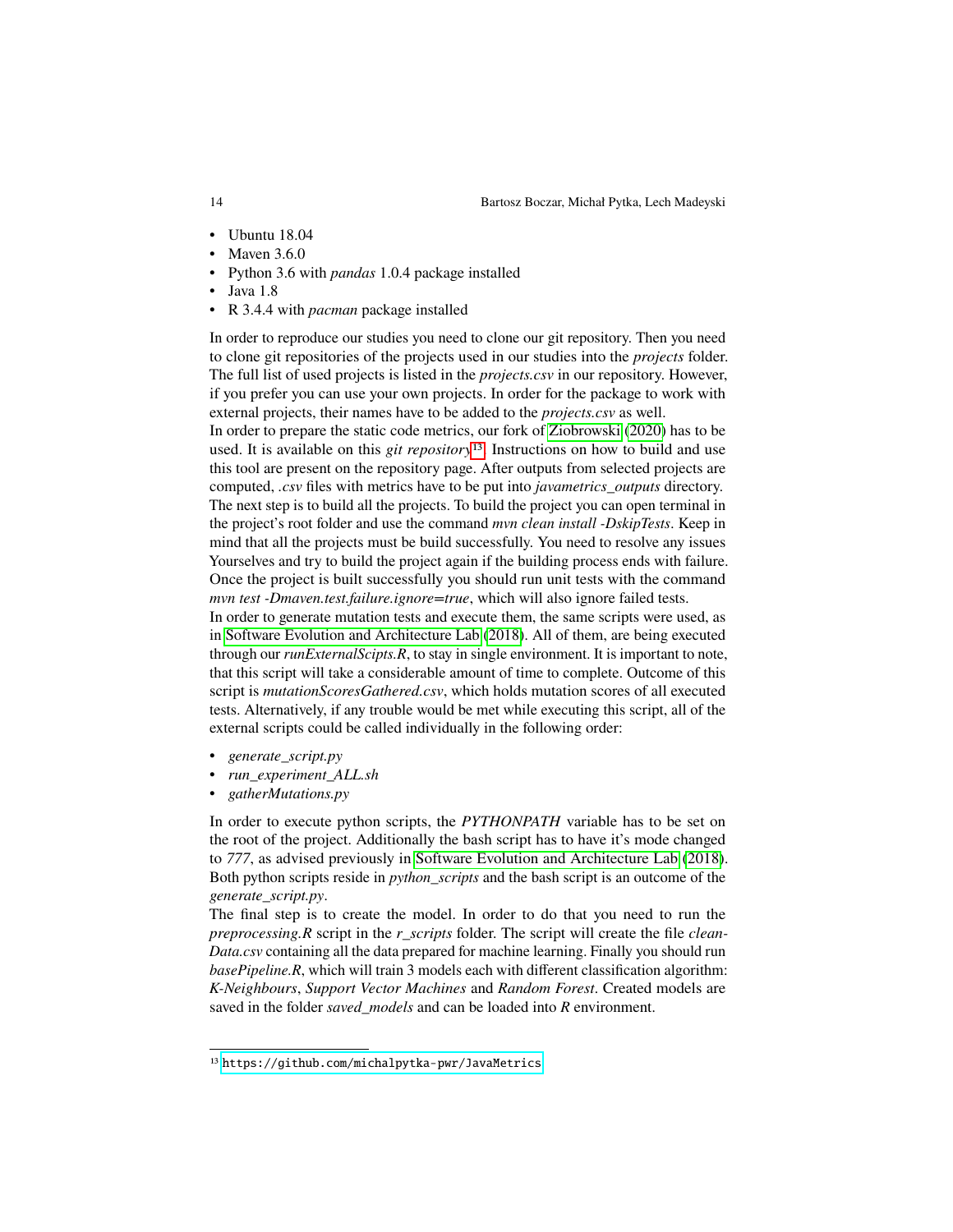- Ubuntu 18.04
- Maven 3.6.0
- Python 3.6 with *pandas* 1.0.4 package installed
- Java 1.8
- R 3.4.4 with *pacman* package installed

In order to reproduce our studies you need to clone our git repository. Then you need to clone git repositories of the projects used in our studies into the *projects* folder. The full list of used projects is listed in the *projects.csv* in our repository. However, if you prefer you can use your own projects. In order for the package to work with external projects, their names have to be added to the *projects.csv* as well.
In order to prepare the static code metrics, our fork of Ziobrowski (2020) has to be used. It is available on this *git repository*[13]. Instructions on how to build and use this tool are present on the repository page. After outputs from selected projects are computed, *.csv* files with metrics have to be put into *javametrics_outputs* directory.
The next step is to build all the projects. To build the project you can open terminal in the project's root folder and use the command *mvn clean install -DskipTests*. Keep in mind that all the projects must be build successfully. You need to resolve any issues Yourselves and try to build the project again if the building process ends with failure. Once the project is built successfully you should run unit tests with the command *mvn test -Dmaven.test.failure.ignore=true*, which will also ignore failed tests.
In order to generate mutation tests and execute them, the same scripts were used, as in Software Evolution and Architecture Lab (2018). All of them, are being executed through our *runExternalScipts.R*, to stay in single environment. It is important to note, that this script will take a considerable amount of time to complete. Outcome of this script is *mutationScoresGathered.csv*, which holds mutation scores of all executed tests. Alternatively, if any trouble would be met while executing this script, all of the external scripts could be called individually in the following order:

- *generate_script.py*
- *run_experiment_ALL.sh*
- *gatherMutations.py*

In order to execute python scripts, the *PYTHONPATH* variable has to be set on the root of the project. Additionally the bash script has to have it's mode changed to *777*, as advised previously in Software Evolution and Architecture Lab (2018). Both python scripts reside in *python_scripts* and the bash script is an outcome of the *generate_script.py*.
The final step is to create the model. In order to do that you need to run the *preprocessing.R* script in the *r_scripts* folder. The script will create the file *cleanData.csv* containing all the data prepared for machine learning. Finally you should run *basePipeline.R*, which will train 3 models each with different classification algorithm: *K-Neighbours*, *Support Vector Machines* and *Random Forest*. Created models are saved in the folder *saved_models* and can be loaded into *R* environment.

[13] https://github.com/michalpytka-pwr/JavaMetrics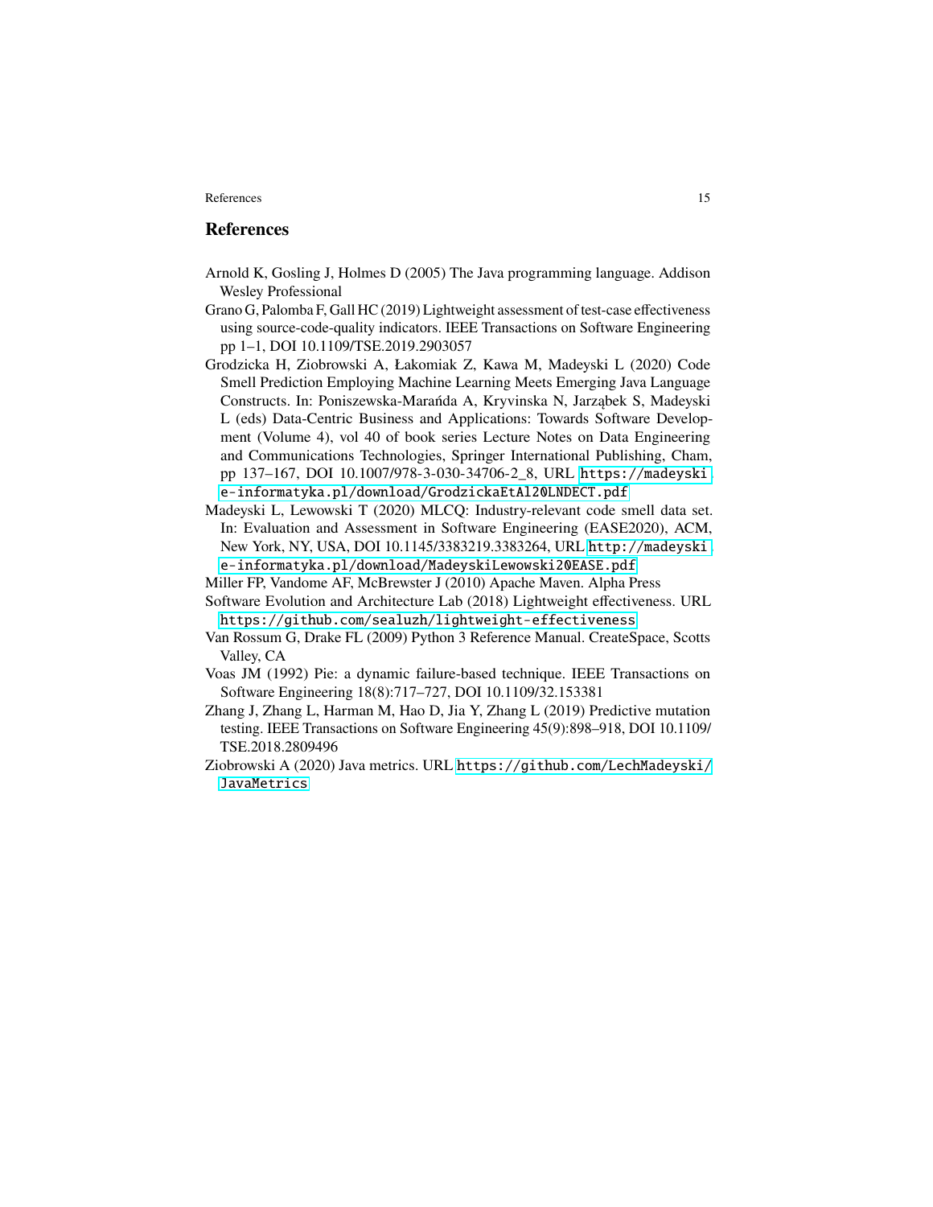## References

Arnold K, Gosling J, Holmes D (2005) The Java programming language. Addison Wesley Professional

Grano G, Palomba F, Gall HC (2019) Lightweight assessment of test-case effectiveness using source-code-quality indicators. IEEE Transactions on Software Engineering pp 1–1, DOI 10.1109/TSE.2019.2903057

Grodzicka H, Ziobrowski A, Łakomiak Z, Kawa M, Madeyski L (2020) Code Smell Prediction Employing Machine Learning Meets Emerging Java Language Constructs. In: Poniszewska-Marańda A, Kryvinska N, Jarząbek S, Madeyski L (eds) Data-Centric Business and Applications: Towards Software Development (Volume 4), vol 40 of book series Lecture Notes on Data Engineering and Communications Technologies, Springer International Publishing, Cham, pp 137–167, DOI 10.1007/978-3-030-34706-2_8, URL https://madeyski.e-informatyka.pl/download/GrodzickaEtAl20LNDECT.pdf

Madeyski L, Lewowski T (2020) MLCQ: Industry-relevant code smell data set. In: Evaluation and Assessment in Software Engineering (EASE2020), ACM, New York, NY, USA, DOI 10.1145/3383219.3383264, URL http://madeyski.e-informatyka.pl/download/MadeyskiLewowski20EASE.pdf

Miller FP, Vandome AF, McBrewster J (2010) Apache Maven. Alpha Press

Software Evolution and Architecture Lab (2018) Lightweight effectiveness. URL https://github.com/sealuzh/lightweight-effectiveness

Van Rossum G, Drake FL (2009) Python 3 Reference Manual. CreateSpace, Scotts Valley, CA

Voas JM (1992) Pie: a dynamic failure-based technique. IEEE Transactions on Software Engineering 18(8):717–727, DOI 10.1109/32.153381

Zhang J, Zhang L, Harman M, Hao D, Jia Y, Zhang L (2019) Predictive mutation testing. IEEE Transactions on Software Engineering 45(9):898–918, DOI 10.1109/TSE.2018.2809496

Ziobrowski A (2020) Java metrics. URL https://github.com/LechMadeyski/JavaMetrics